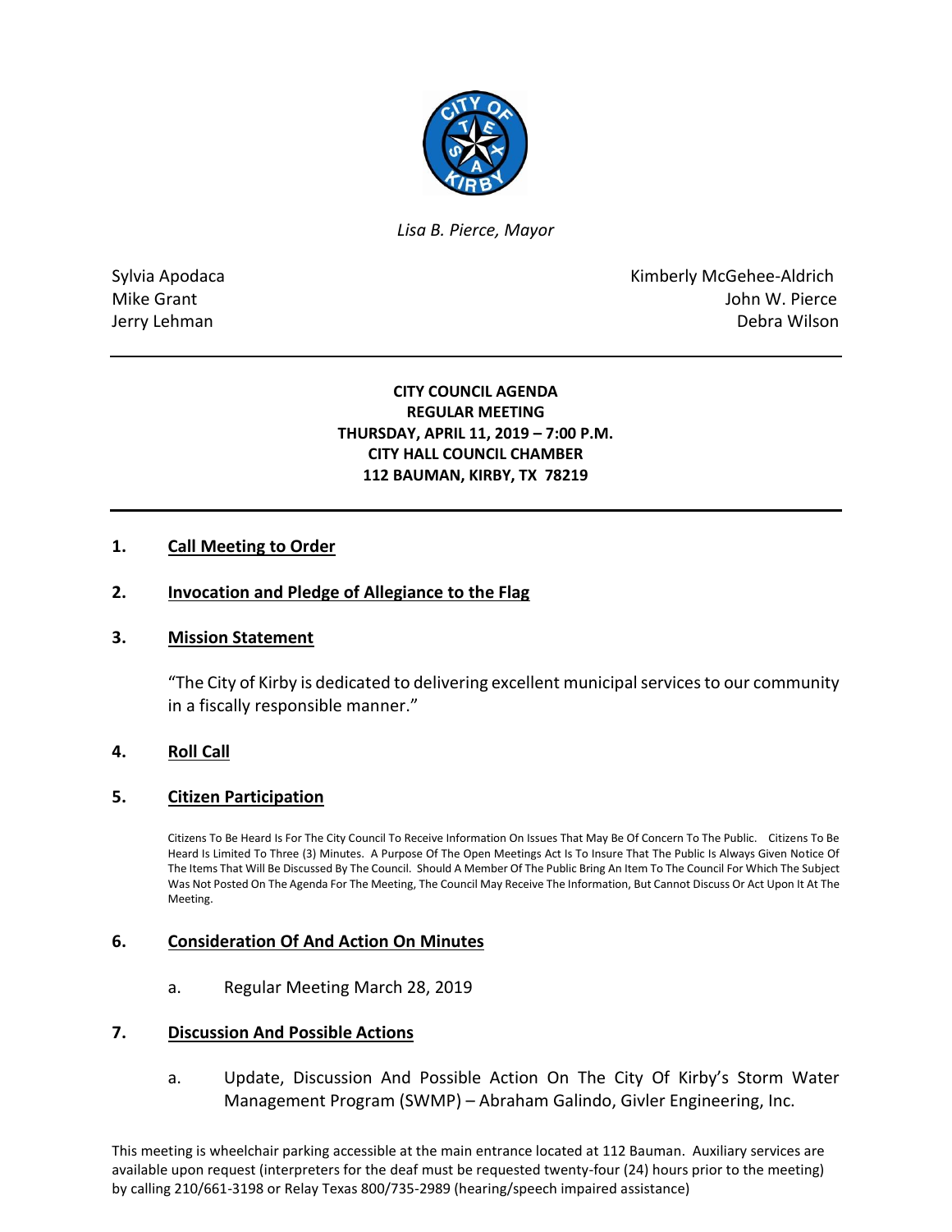*Lisa B. Pierce, Mayor*

Sylvia Apodaca
Mike Grant
Jerry Lehman

Kimberly McGehee-Aldrich
John W. Pierce
Debra Wilson

---

**CITY COUNCIL AGENDA**
**REGULAR MEETING**
**THURSDAY, APRIL 11, 2019 – 7:00 P.M.**
**CITY HALL COUNCIL CHAMBER**
**112 BAUMAN, KIRBY, TX 78219**

---

## 1. Call Meeting to Order

## 2. Invocation and Pledge of Allegiance to the Flag

## 3. Mission Statement

"The City of Kirby is dedicated to delivering excellent municipal services to our community in a fiscally responsible manner."

## 4. Roll Call

## 5. Citizen Participation

Citizens To Be Heard Is For The City Council To Receive Information On Issues That May Be Of Concern To The Public. Citizens To Be Heard Is Limited To Three (3) Minutes. A Purpose Of The Open Meetings Act Is To Insure That The Public Is Always Given Notice Of The Items That Will Be Discussed By The Council. Should A Member Of The Public Bring An Item To The Council For Which The Subject Was Not Posted On The Agenda For The Meeting, The Council May Receive The Information, But Cannot Discuss Or Act Upon It At The Meeting.

## 6. Consideration Of And Action On Minutes

a. Regular Meeting March 28, 2019

## 7. Discussion And Possible Actions

a. Update, Discussion And Possible Action On The City Of Kirby's Storm Water Management Program (SWMP) – Abraham Galindo, Givler Engineering, Inc.

This meeting is wheelchair parking accessible at the main entrance located at 112 Bauman. Auxiliary services are available upon request (interpreters for the deaf must be requested twenty-four (24) hours prior to the meeting) by calling 210/661-3198 or Relay Texas 800/735-2989 (hearing/speech impaired assistance)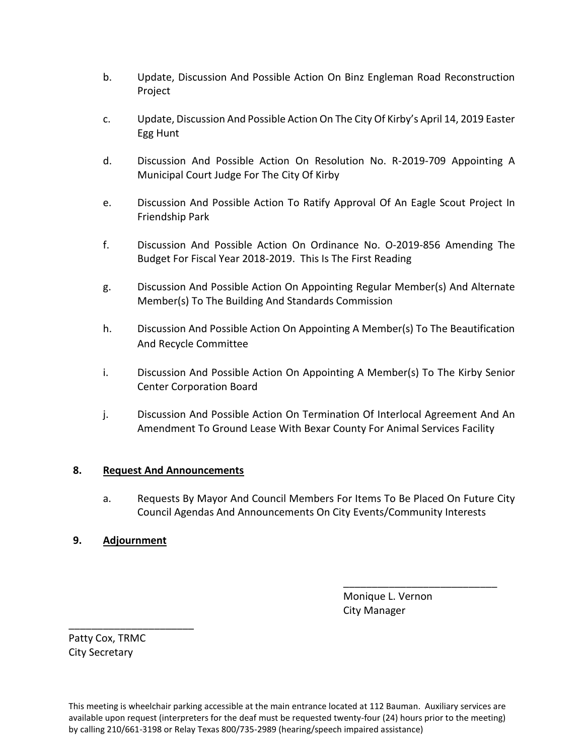b. Update, Discussion And Possible Action On Binz Engleman Road Reconstruction Project

c. Update, Discussion And Possible Action On The City Of Kirby's April 14, 2019 Easter Egg Hunt

d. Discussion And Possible Action On Resolution No. R-2019-709 Appointing A Municipal Court Judge For The City Of Kirby

e. Discussion And Possible Action To Ratify Approval Of An Eagle Scout Project In Friendship Park

f. Discussion And Possible Action On Ordinance No. O-2019-856 Amending The Budget For Fiscal Year 2018-2019. This Is The First Reading

g. Discussion And Possible Action On Appointing Regular Member(s) And Alternate Member(s) To The Building And Standards Commission

h. Discussion And Possible Action On Appointing A Member(s) To The Beautification And Recycle Committee

i. Discussion And Possible Action On Appointing A Member(s) To The Kirby Senior Center Corporation Board

j. Discussion And Possible Action On Termination Of Interlocal Agreement And An Amendment To Ground Lease With Bexar County For Animal Services Facility

**8. <u>Request And Announcements</u>**

a. Requests By Mayor And Council Members For Items To Be Placed On Future City Council Agendas And Announcements On City Events/Community Interests

**9. <u>Adjournment</u>**

___________________________
Monique L. Vernon
City Manager

______________________
Patty Cox, TRMC
City Secretary

This meeting is wheelchair parking accessible at the main entrance located at 112 Bauman. Auxiliary services are available upon request (interpreters for the deaf must be requested twenty-four (24) hours prior to the meeting) by calling 210/661-3198 or Relay Texas 800/735-2989 (hearing/speech impaired assistance)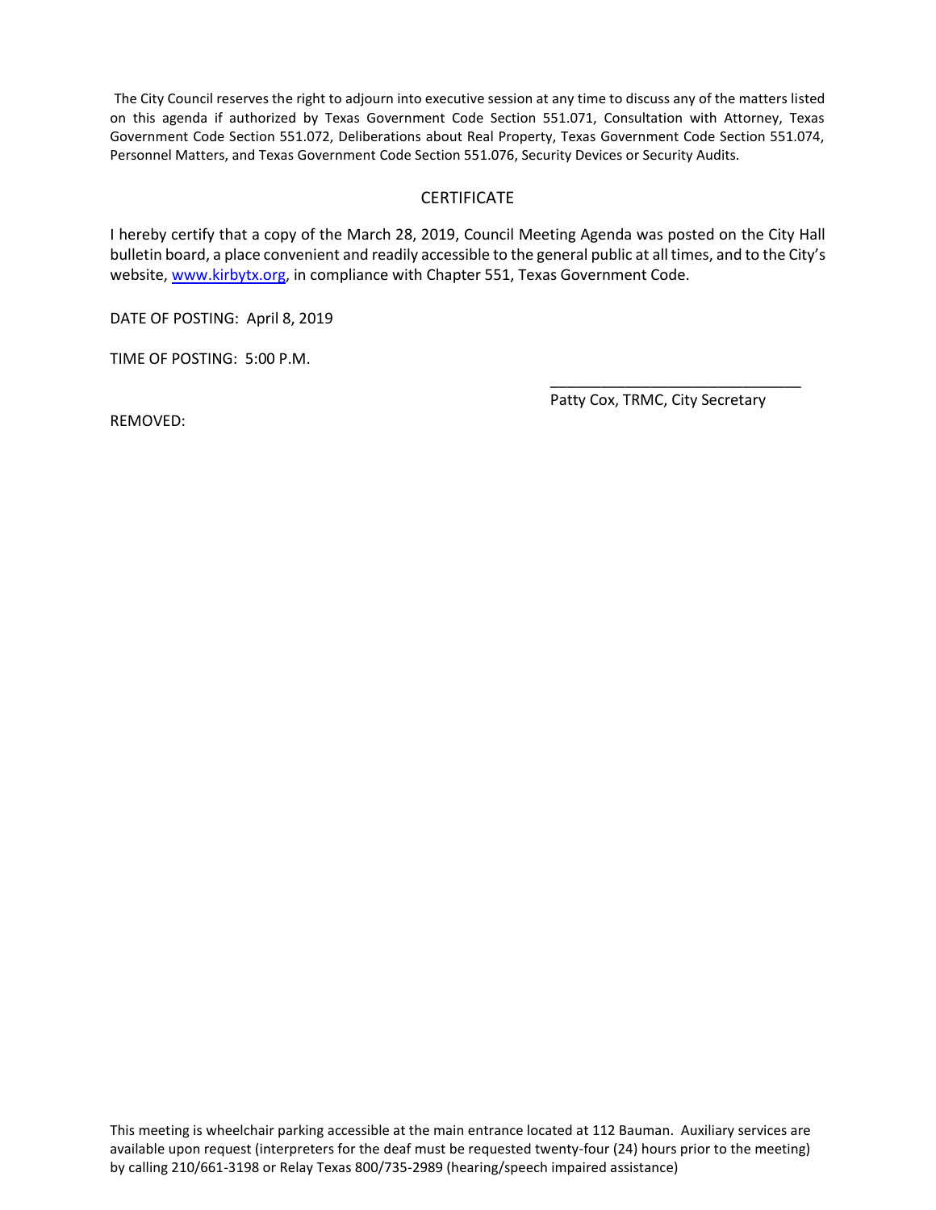The City Council reserves the right to adjourn into executive session at any time to discuss any of the matters listed on this agenda if authorized by Texas Government Code Section 551.071, Consultation with Attorney, Texas Government Code Section 551.072, Deliberations about Real Property, Texas Government Code Section 551.074, Personnel Matters, and Texas Government Code Section 551.076, Security Devices or Security Audits.

## CERTIFICATE

I hereby certify that a copy of the March 28, 2019, Council Meeting Agenda was posted on the City Hall bulletin board, a place convenient and readily accessible to the general public at all times, and to the City's website, www.kirbytx.org, in compliance with Chapter 551, Texas Government Code.

DATE OF POSTING: April 8, 2019

TIME OF POSTING: 5:00 P.M.

\_\_\_\_\_\_\_\_\_\_\_\_\_\_\_\_\_\_\_\_\_\_\_\_\_\_\_\_\_\_

Patty Cox, TRMC, City Secretary

REMOVED:

This meeting is wheelchair parking accessible at the main entrance located at 112 Bauman. Auxiliary services are available upon request (interpreters for the deaf must be requested twenty-four (24) hours prior to the meeting) by calling 210/661-3198 or Relay Texas 800/735-2989 (hearing/speech impaired assistance)